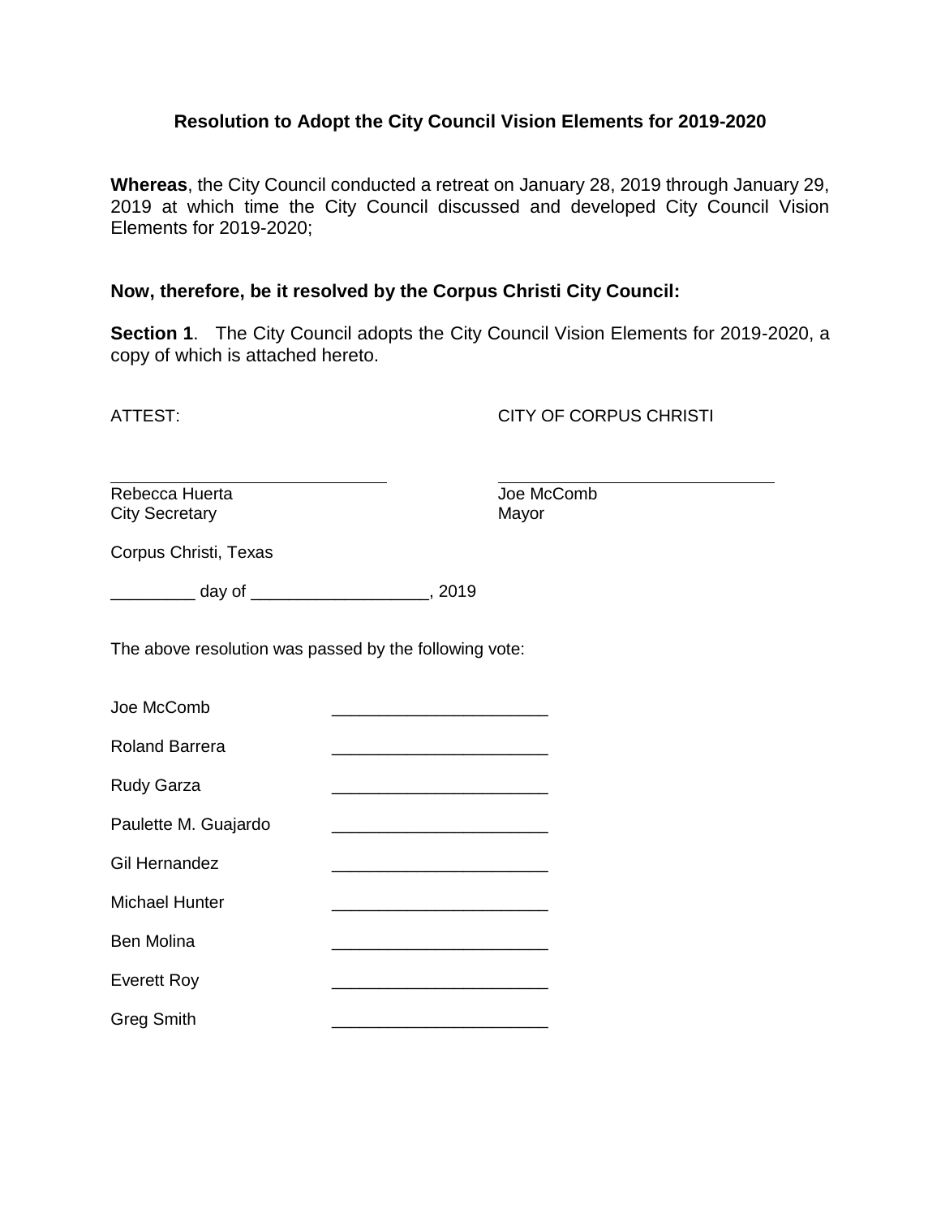# Resolution to Adopt the City Council Vision Elements for 2019-2020

**Whereas**, the City Council conducted a retreat on January 28, 2019 through January 29, 2019 at which time the City Council discussed and developed City Council Vision Elements for 2019-2020;

**Now, therefore, be it resolved by the Corpus Christi City Council:**

**Section 1**. The City Council adopts the City Council Vision Elements for 2019-2020, a copy of which is attached hereto.

ATTEST: CITY OF CORPUS CHRISTI

______________________________ ______________________________

Rebecca Huerta
City Secretary

Joe McComb
Mayor

Corpus Christi, Texas

_________ day of ___________________, 2019

The above resolution was passed by the following vote:

Joe McComb _______________________

Roland Barrera _______________________

Rudy Garza _______________________

Paulette M. Guajardo _______________________

Gil Hernandez _______________________

Michael Hunter _______________________

Ben Molina _______________________

Everett Roy _______________________

Greg Smith _______________________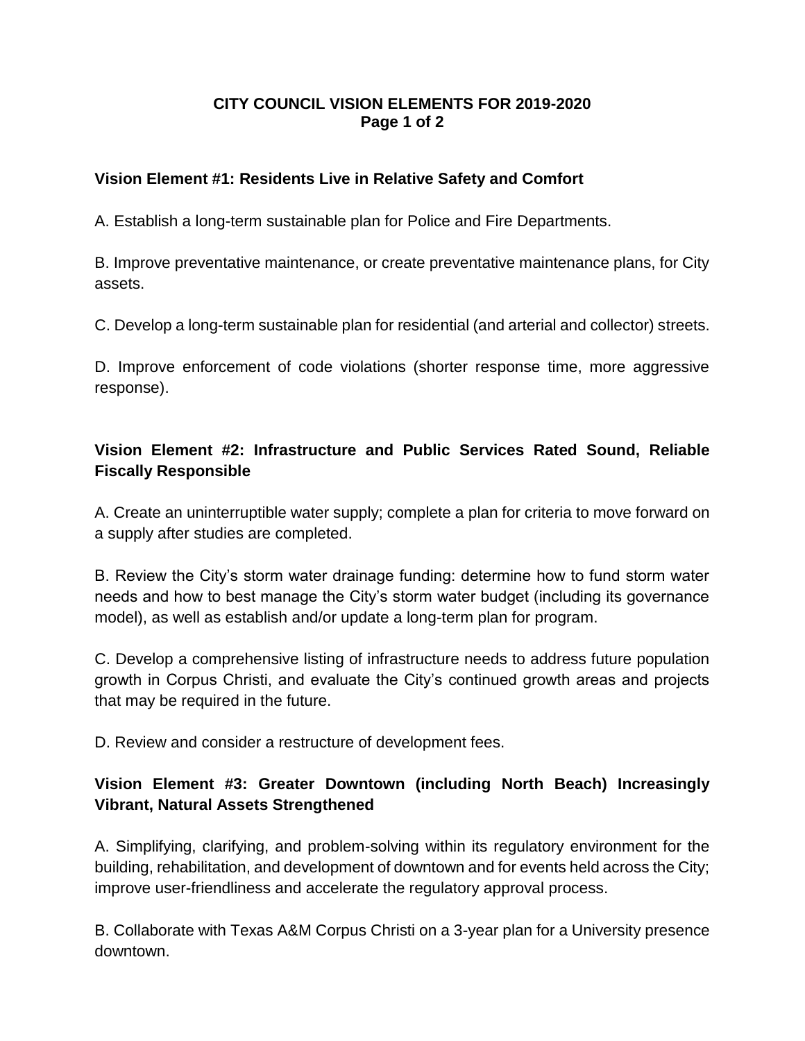# CITY COUNCIL VISION ELEMENTS FOR 2019-2020

## Vision Element #1: Residents Live in Relative Safety and Comfort

A. Establish a long-term sustainable plan for Police and Fire Departments.

B. Improve preventative maintenance, or create preventative maintenance plans, for City assets.

C. Develop a long-term sustainable plan for residential (and arterial and collector) streets.

D. Improve enforcement of code violations (shorter response time, more aggressive response).

## Vision Element #2: Infrastructure and Public Services Rated Sound, Reliable Fiscally Responsible

A. Create an uninterruptible water supply; complete a plan for criteria to move forward on a supply after studies are completed.

B. Review the City's storm water drainage funding: determine how to fund storm water needs and how to best manage the City's storm water budget (including its governance model), as well as establish and/or update a long-term plan for program.

C. Develop a comprehensive listing of infrastructure needs to address future population growth in Corpus Christi, and evaluate the City's continued growth areas and projects that may be required in the future.

D. Review and consider a restructure of development fees.

## Vision Element #3: Greater Downtown (including North Beach) Increasingly Vibrant, Natural Assets Strengthened

A. Simplifying, clarifying, and problem-solving within its regulatory environment for the building, rehabilitation, and development of downtown and for events held across the City; improve user-friendliness and accelerate the regulatory approval process.

B. Collaborate with Texas A&M Corpus Christi on a 3-year plan for a University presence downtown.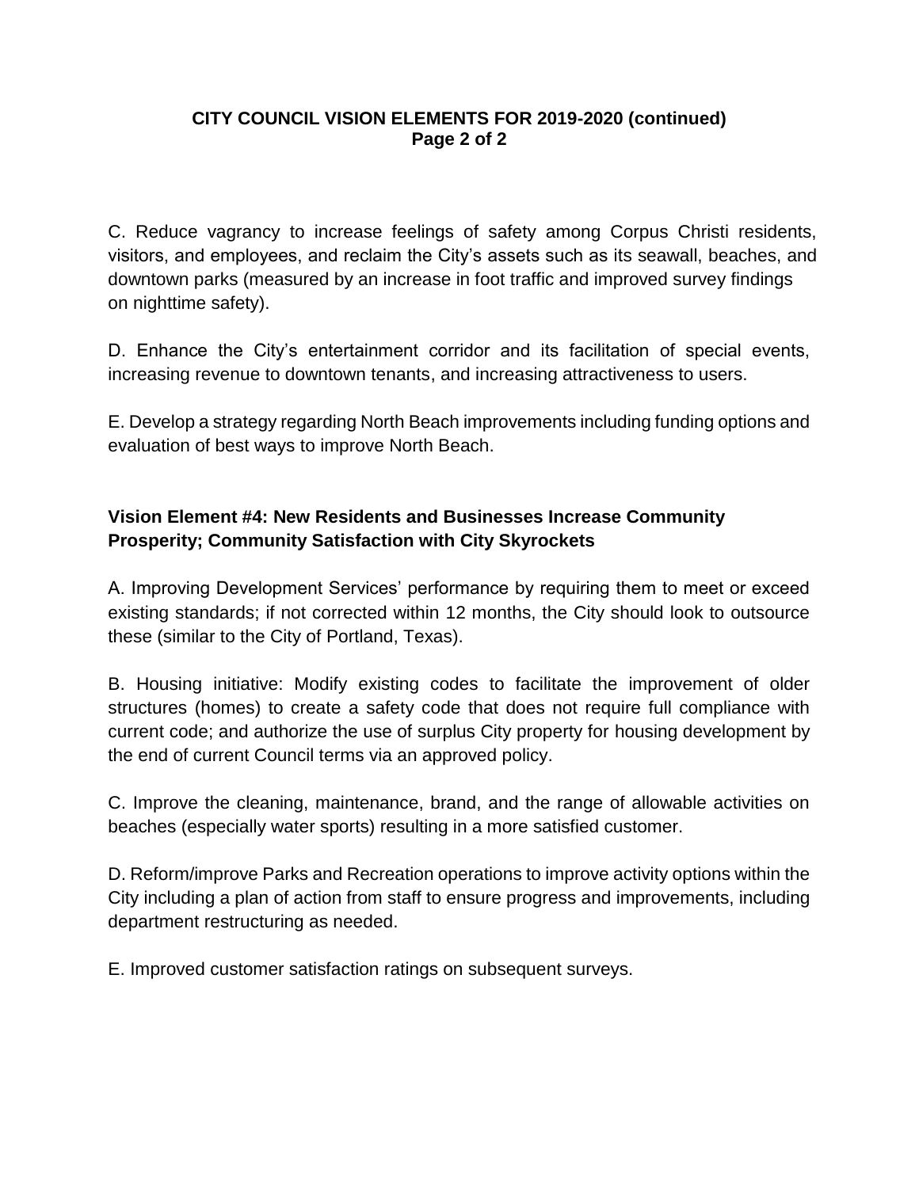## CITY COUNCIL VISION ELEMENTS FOR 2019-2020 (continued)

C. Reduce vagrancy to increase feelings of safety among Corpus Christi residents, visitors, and employees, and reclaim the City's assets such as its seawall, beaches, and downtown parks (measured by an increase in foot traffic and improved survey findings on nighttime safety).

D. Enhance the City's entertainment corridor and its facilitation of special events, increasing revenue to downtown tenants, and increasing attractiveness to users.

E. Develop a strategy regarding North Beach improvements including funding options and evaluation of best ways to improve North Beach.

### Vision Element #4: New Residents and Businesses Increase Community Prosperity; Community Satisfaction with City Skyrockets

A. Improving Development Services' performance by requiring them to meet or exceed existing standards; if not corrected within 12 months, the City should look to outsource these (similar to the City of Portland, Texas).

B. Housing initiative: Modify existing codes to facilitate the improvement of older structures (homes) to create a safety code that does not require full compliance with current code; and authorize the use of surplus City property for housing development by the end of current Council terms via an approved policy.

C. Improve the cleaning, maintenance, brand, and the range of allowable activities on beaches (especially water sports) resulting in a more satisfied customer.

D. Reform/improve Parks and Recreation operations to improve activity options within the City including a plan of action from staff to ensure progress and improvements, including department restructuring as needed.

E. Improved customer satisfaction ratings on subsequent surveys.